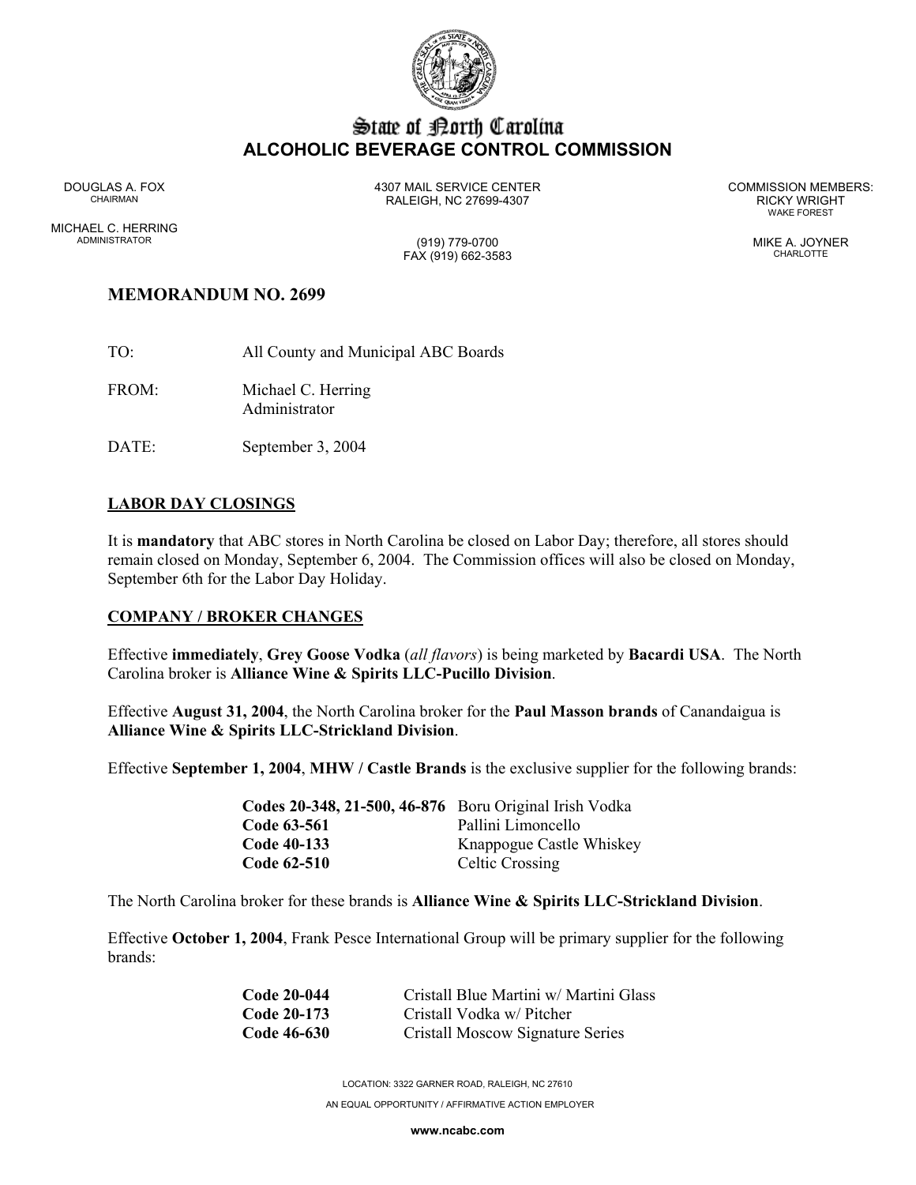# State of North Carolina
## ALCOHOLIC BEVERAGE CONTROL COMMISSION

DOUGLAS A. FOX
CHAIRMAN

MICHAEL C. HERRING
ADMINISTRATOR

4307 MAIL SERVICE CENTER
RALEIGH, NC 27699-4307

(919) 779-0700
FAX (919) 662-3583

COMMISSION MEMBERS:
RICKY WRIGHT
WAKE FOREST

MIKE A. JOYNER
CHARLOTTE

**MEMORANDUM NO. 2699**

TO: All County and Municipal ABC Boards

FROM: Michael C. Herring
Administrator

DATE: September 3, 2004

**LABOR DAY CLOSINGS**

It is **mandatory** that ABC stores in North Carolina be closed on Labor Day; therefore, all stores should remain closed on Monday, September 6, 2004. The Commission offices will also be closed on Monday, September 6th for the Labor Day Holiday.

**COMPANY / BROKER CHANGES**

Effective **immediately**, **Grey Goose Vodka** (*all flavors*) is being marketed by **Bacardi USA**. The North Carolina broker is **Alliance Wine & Spirits LLC-Pucillo Division**.

Effective **August 31, 2004**, the North Carolina broker for the **Paul Masson brands** of Canandaigua is **Alliance Wine & Spirits LLC-Strickland Division**.

Effective **September 1, 2004**, **MHW / Castle Brands** is the exclusive supplier for the following brands:

| | |
|---|---|
| **Codes 20-348, 21-500, 46-876** | Boru Original Irish Vodka |
| **Code 63-561** | Pallini Limoncello |
| **Code 40-133** | Knappogue Castle Whiskey |
| **Code 62-510** | Celtic Crossing |

The North Carolina broker for these brands is **Alliance Wine & Spirits LLC-Strickland Division**.

Effective **October 1, 2004**, Frank Pesce International Group will be primary supplier for the following brands:

| | |
|---|---|
| **Code 20-044** | Cristall Blue Martini w/ Martini Glass |
| **Code 20-173** | Cristall Vodka w/ Pitcher |
| **Code 46-630** | Cristall Moscow Signature Series |

LOCATION: 3322 GARNER ROAD, RALEIGH, NC 27610

AN EQUAL OPPORTUNITY / AFFIRMATIVE ACTION EMPLOYER

**www.ncabc.com**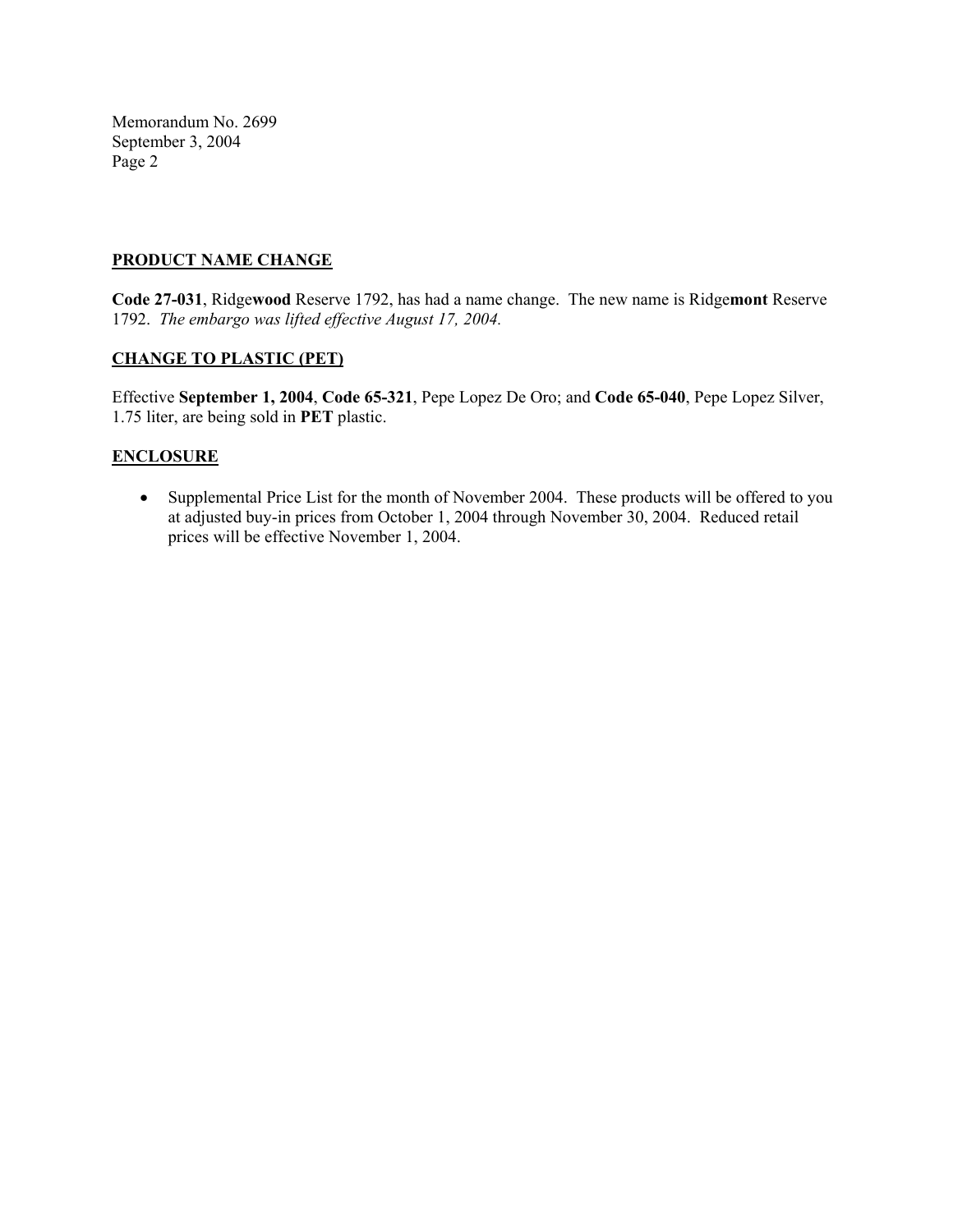## PRODUCT NAME CHANGE

**Code 27-031**, Ridge**wood** Reserve 1792, has had a name change. The new name is Ridge**mont** Reserve 1792. *The embargo was lifted effective August 17, 2004.*

## CHANGE TO PLASTIC (PET)

Effective **September 1, 2004**, **Code 65-321**, Pepe Lopez De Oro; and **Code 65-040**, Pepe Lopez Silver, 1.75 liter, are being sold in **PET** plastic.

## ENCLOSURE

- Supplemental Price List for the month of November 2004. These products will be offered to you at adjusted buy-in prices from October 1, 2004 through November 30, 2004. Reduced retail prices will be effective November 1, 2004.